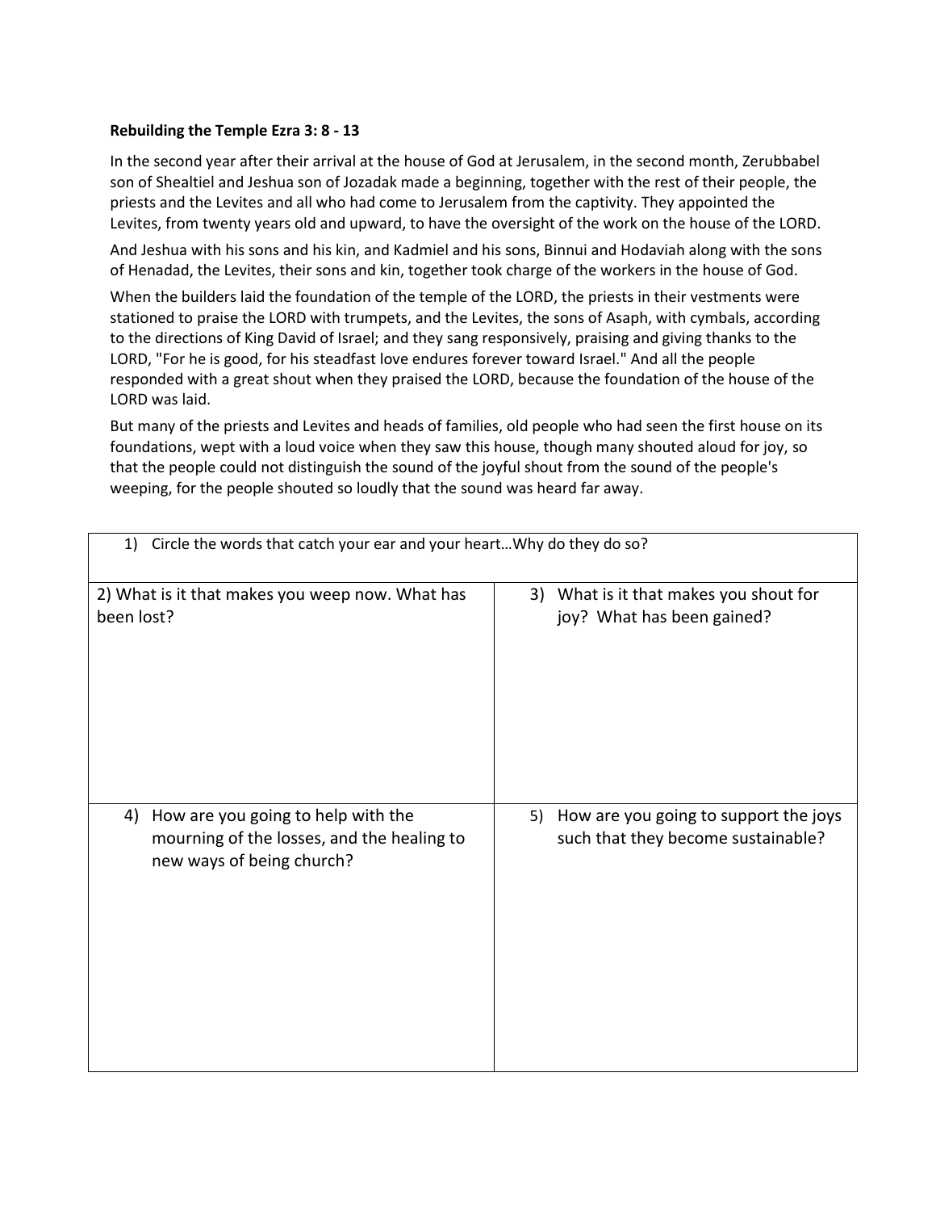**Rebuilding the Temple Ezra 3: 8 - 13**

In the second year after their arrival at the house of God at Jerusalem, in the second month, Zerubbabel son of Shealtiel and Jeshua son of Jozadak made a beginning, together with the rest of their people, the priests and the Levites and all who had come to Jerusalem from the captivity. They appointed the Levites, from twenty years old and upward, to have the oversight of the work on the house of the LORD.

And Jeshua with his sons and his kin, and Kadmiel and his sons, Binnui and Hodaviah along with the sons of Henadad, the Levites, their sons and kin, together took charge of the workers in the house of God.

When the builders laid the foundation of the temple of the LORD, the priests in their vestments were stationed to praise the LORD with trumpets, and the Levites, the sons of Asaph, with cymbals, according to the directions of King David of Israel; and they sang responsively, praising and giving thanks to the LORD, "For he is good, for his steadfast love endures forever toward Israel." And all the people responded with a great shout when they praised the LORD, because the foundation of the house of the LORD was laid.

But many of the priests and Levites and heads of families, old people who had seen the first house on its foundations, wept with a loud voice when they saw this house, though many shouted aloud for joy, so that the people could not distinguish the sound of the joyful shout from the sound of the people's weeping, for the people shouted so loudly that the sound was heard far away.

| 1) Circle the words that catch your ear and your heart…Why do they do so? | |
|---|---|
| 2) What is it that makes you weep now. What has been lost? | 3) What is it that makes you shout for joy? What has been gained? |
| 4) How are you going to help with the mourning of the losses, and the healing to new ways of being church? | 5) How are you going to support the joys such that they become sustainable? |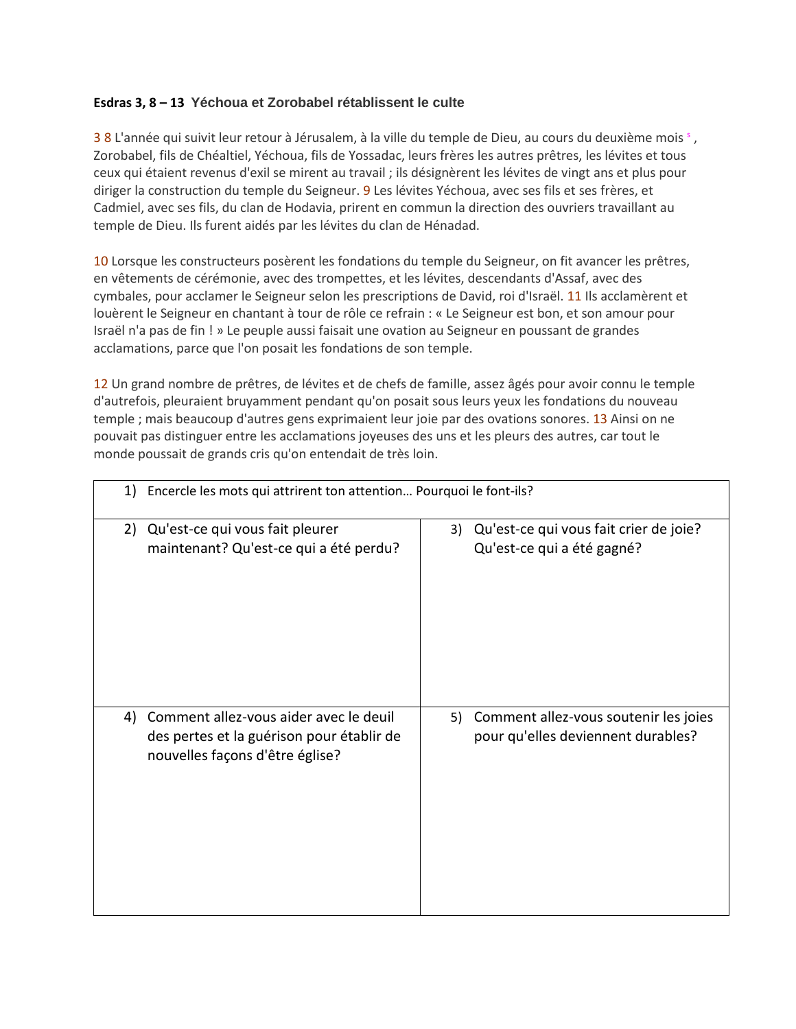**Esdras 3, 8 – 13 Yéchoua et Zorobabel rétablissent le culte**

3 8 L'année qui suivit leur retour à Jérusalem, à la ville du temple de Dieu, au cours du deuxième mois [s] , Zorobabel, fils de Chéaltiel, Yéchoua, fils de Yossadac, leurs frères les autres prêtres, les lévites et tous ceux qui étaient revenus d'exil se mirent au travail ; ils désignèrent les lévites de vingt ans et plus pour diriger la construction du temple du Seigneur. 9 Les lévites Yéchoua, avec ses fils et ses frères, et Cadmiel, avec ses fils, du clan de Hodavia, prirent en commun la direction des ouvriers travaillant au temple de Dieu. Ils furent aidés par les lévites du clan de Hénadad.

10 Lorsque les constructeurs posèrent les fondations du temple du Seigneur, on fit avancer les prêtres, en vêtements de cérémonie, avec des trompettes, et les lévites, descendants d'Assaf, avec des cymbales, pour acclamer le Seigneur selon les prescriptions de David, roi d'Israël. 11 Ils acclamèrent et louèrent le Seigneur en chantant à tour de rôle ce refrain : « Le Seigneur est bon, et son amour pour Israël n'a pas de fin ! » Le peuple aussi faisait une ovation au Seigneur en poussant de grandes acclamations, parce que l'on posait les fondations de son temple.

12 Un grand nombre de prêtres, de lévites et de chefs de famille, assez âgés pour avoir connu le temple d'autrefois, pleuraient bruyamment pendant qu'on posait sous leurs yeux les fondations du nouveau temple ; mais beaucoup d'autres gens exprimaient leur joie par des ovations sonores. 13 Ainsi on ne pouvait pas distinguer entre les acclamations joyeuses des uns et les pleurs des autres, car tout le monde poussait de grands cris qu'on entendait de très loin.

| | |
|---|---|
| 1) Encercle les mots qui attrirent ton attention… Pourquoi le font-ils? | |
| 2) Qu'est-ce qui vous fait pleurer maintenant? Qu'est-ce qui a été perdu? | 3) Qu'est-ce qui vous fait crier de joie? Qu'est-ce qui a été gagné? |
| 4) Comment allez-vous aider avec le deuil des pertes et la guérison pour établir de nouvelles façons d'être église? | 5) Comment allez-vous soutenir les joies pour qu'elles deviennent durables? |